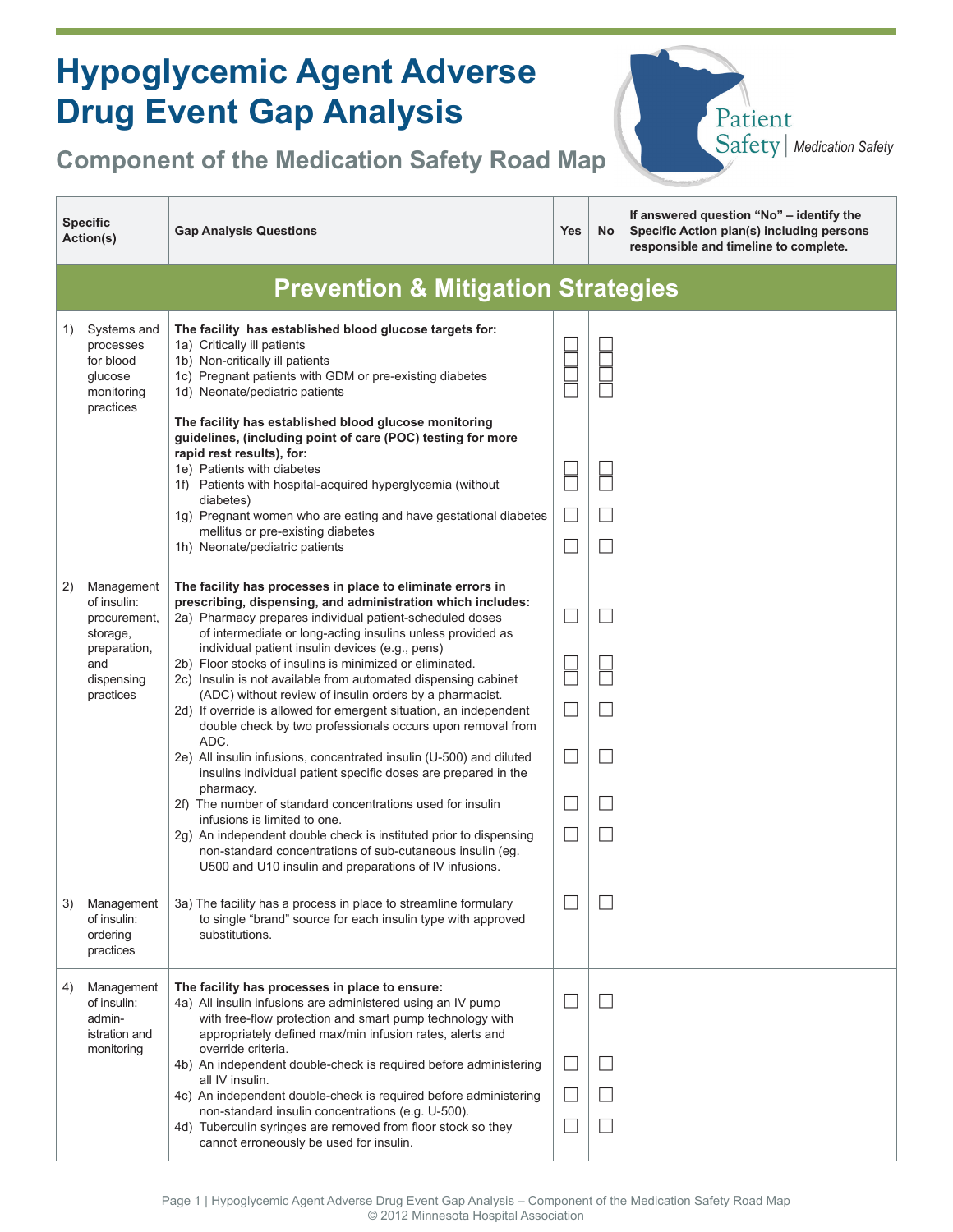# Hypoglycemic Agent Adverse Drug Event Gap Analysis

## Component of the Medication Safety Road Map

Patient Safety | Medication Safety

| Specific Action(s) | Gap Analysis Questions | Yes | No | If answered question "No" – identify the Specific Action plan(s) including persons responsible and timeline to complete. |
|---|---|---|---|---|
| **Prevention & Mitigation Strategies** | | | | |
| 1) Systems and processes for blood glucose monitoring practices | **The facility has established blood glucose targets for:** | | | |
| | 1a) Critically ill patients | ☐ | ☐ | |
| | 1b) Non-critically ill patients | ☐ | ☐ | |
| | 1c) Pregnant patients with GDM or pre-existing diabetes | ☐ | ☐ | |
| | 1d) Neonate/pediatric patients | ☐ | ☐ | |
| | **The facility has established blood glucose monitoring guidelines, (including point of care (POC) testing for more rapid rest results), for:** | | | |
| | 1e) Patients with diabetes | ☐ | ☐ | |
| | 1f) Patients with hospital-acquired hyperglycemia (without diabetes) | ☐ | ☐ | |
| | 1g) Pregnant women who are eating and have gestational diabetes mellitus or pre-existing diabetes | ☐ | ☐ | |
| | 1h) Neonate/pediatric patients | ☐ | ☐ | |
| 2) Management of insulin: procurement, storage, preparation, and dispensing practices | **The facility has processes in place to eliminate errors in prescribing, dispensing, and administration which includes:** | | | |
| | 2a) Pharmacy prepares individual patient-scheduled doses of intermediate or long-acting insulins unless provided as individual patient insulin devices (e.g., pens) | ☐ | ☐ | |
| | 2b) Floor stocks of insulins is minimized or eliminated. | ☐ | ☐ | |
| | 2c) Insulin is not available from automated dispensing cabinet (ADC) without review of insulin orders by a pharmacist. | ☐ | ☐ | |
| | 2d) If override is allowed for emergent situation, an independent double check by two professionals occurs upon removal from ADC. | ☐ | ☐ | |
| | 2e) All insulin infusions, concentrated insulin (U-500) and diluted insulins individual patient specific doses are prepared in the pharmacy. | ☐ | ☐ | |
| | 2f) The number of standard concentrations used for insulin infusions is limited to one. | ☐ | ☐ | |
| | 2g) An independent double check is instituted prior to dispensing non-standard concentrations of sub-cutaneous insulin (eg. U500 and U10 insulin and preparations of IV infusions. | ☐ | ☐ | |
| 3) Management of insulin: ordering practices | 3a) The facility has a process in place to streamline formulary to single "brand" source for each insulin type with approved substitutions. | ☐ | ☐ | |
| 4) Management of insulin: administration and monitoring | **The facility has processes in place to ensure:** | | | |
| | 4a) All insulin infusions are administered using an IV pump with free-flow protection and smart pump technology with appropriately defined max/min infusion rates, alerts and override criteria. | ☐ | ☐ | |
| | 4b) An independent double-check is required before administering all IV insulin. | ☐ | ☐ | |
| | 4c) An independent double-check is required before administering non-standard insulin concentrations (e.g. U-500). | ☐ | ☐ | |
| | 4d) Tuberculin syringes are removed from floor stock so they cannot erroneously be used for insulin. | ☐ | ☐ | |

© 2012 Minnesota Hospital Association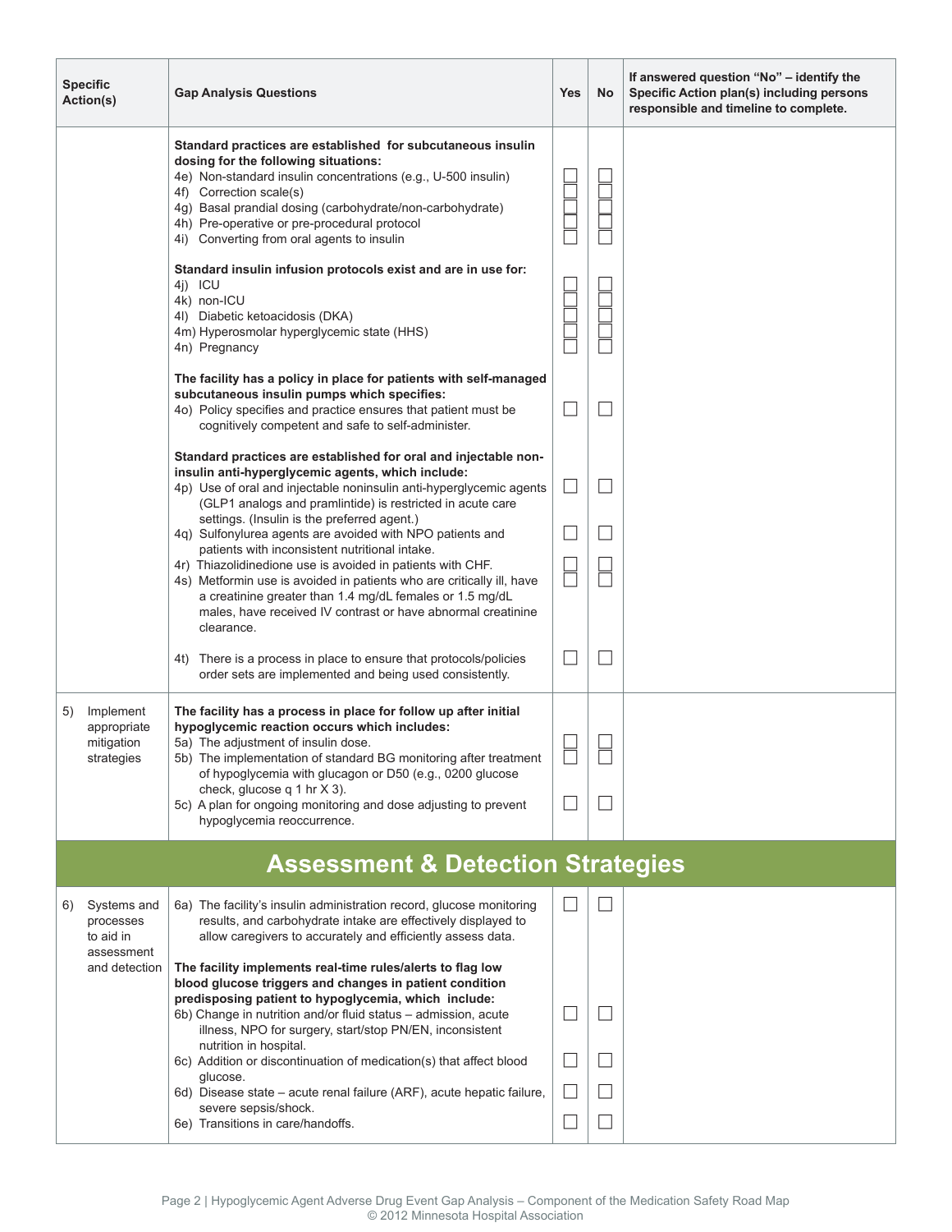| Specific Action(s) | Gap Analysis Questions | Yes | No | If answered question "No" – identify the Specific Action plan(s) including persons responsible and timeline to complete. |
|---|---|---|---|---|
| | **Standard practices are established for subcutaneous insulin dosing for the following situations:**<br>4e) Non-standard insulin concentrations (e.g., U-500 insulin)<br>4f) Correction scale(s)<br>4g) Basal prandial dosing (carbohydrate/non-carbohydrate)<br>4h) Pre-operative or pre-procedural protocol<br>4i) Converting from oral agents to insulin | ☐<br>☐<br>☐<br>☐<br>☐ | ☐<br>☐<br>☐<br>☐<br>☐ | |
| | **Standard insulin infusion protocols exist and are in use for:**<br>4j) ICU<br>4k) non-ICU<br>4l) Diabetic ketoacidosis (DKA)<br>4m) Hyperosmolar hyperglycemic state (HHS)<br>4n) Pregnancy | ☐<br>☐<br>☐<br>☐<br>☐ | ☐<br>☐<br>☐<br>☐<br>☐ | |
| | **The facility has a policy in place for patients with self-managed subcutaneous insulin pumps which specifies:**<br>4o) Policy specifies and practice ensures that patient must be cognitively competent and safe to self-administer. | ☐ | ☐ | |
| | **Standard practices are established for oral and injectable non-insulin anti-hyperglycemic agents, which include:**<br>4p) Use of oral and injectable noninsulin anti-hyperglycemic agents (GLP1 analogs and pramlintide) is restricted in acute care settings. (Insulin is the preferred agent.)<br>4q) Sulfonylurea agents are avoided with NPO patients and patients with inconsistent nutritional intake.<br>4r) Thiazolidinedione use is avoided in patients with CHF.<br>4s) Metformin use is avoided in patients who are critically ill, have a creatinine greater than 1.4 mg/dL females or 1.5 mg/dL males, have received IV contrast or have abnormal creatinine clearance. | ☐<br>☐<br>☐<br>☐ | ☐<br>☐<br>☐<br>☐ | |
| | 4t) There is a process in place to ensure that protocols/policies order sets are implemented and being used consistently. | ☐ | ☐ | |
| 5) Implement appropriate mitigation strategies | **The facility has a process in place for follow up after initial hypoglycemic reaction occurs which includes:**<br>5a) The adjustment of insulin dose.<br>5b) The implementation of standard BG monitoring after treatment of hypoglycemia with glucagon or D50 (e.g., 0200 glucose check, glucose q 1 hr X 3).<br>5c) A plan for ongoing monitoring and dose adjusting to prevent hypoglycemia reoccurrence. | ☐<br>☐<br>☐ | ☐<br>☐<br>☐ | |

## Assessment & Detection Strategies

| Specific Action(s) | Gap Analysis Questions | Yes | No | If answered question "No" – identify the Specific Action plan(s) including persons responsible and timeline to complete. |
|---|---|---|---|---|
| 6) Systems and processes to aid in assessment and detection | 6a) The facility's insulin administration record, glucose monitoring results, and carbohydrate intake are effectively displayed to allow caregivers to accurately and efficiently assess data. | ☐ | ☐ | |
| | **The facility implements real-time rules/alerts to flag low blood glucose triggers and changes in patient condition predisposing patient to hypoglycemia, which include:**<br>6b) Change in nutrition and/or fluid status – admission, acute illness, NPO for surgery, start/stop PN/EN, inconsistent nutrition in hospital.<br>6c) Addition or discontinuation of medication(s) that affect blood glucose.<br>6d) Disease state – acute renal failure (ARF), acute hepatic failure, severe sepsis/shock.<br>6e) Transitions in care/handoffs. | ☐<br>☐<br>☐<br>☐ | ☐<br>☐<br>☐<br>☐ | |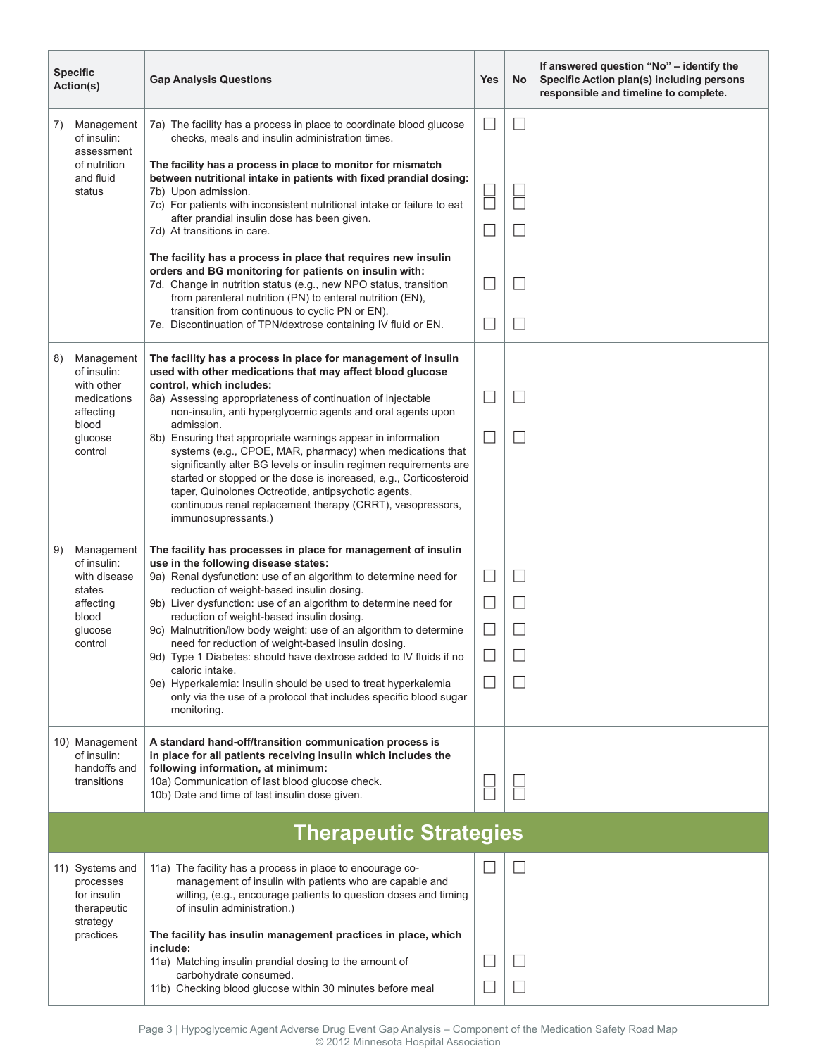| Specific Action(s) | Gap Analysis Questions | Yes | No | If answered question "No" – identify the Specific Action plan(s) including persons responsible and timeline to complete. |
|---|---|---|---|---|
| 7) Management of insulin: assessment of nutrition and fluid status | 7a) The facility has a process in place to coordinate blood glucose checks, meals and insulin administration times. | ☐ | ☐ | |
| | **The facility has a process in place to monitor for mismatch between nutritional intake in patients with fixed prandial dosing:** | | | |
| | 7b) Upon admission. | ☐ | ☐ | |
| | 7c) For patients with inconsistent nutritional intake or failure to eat after prandial insulin dose has been given. | ☐ | ☐ | |
| | 7d) At transitions in care. | ☐ | ☐ | |
| | **The facility has a process in place that requires new insulin orders and BG monitoring for patients on insulin with:** | | | |
| | 7d. Change in nutrition status (e.g., new NPO status, transition from parenteral nutrition (PN) to enteral nutrition (EN), transition from continuous to cyclic PN or EN). | ☐ | ☐ | |
| | 7e. Discontinuation of TPN/dextrose containing IV fluid or EN. | ☐ | ☐ | |
| 8) Management of insulin: with other medications affecting blood glucose control | **The facility has a process in place for management of insulin used with other medications that may affect blood glucose control, which includes:** | | | |
| | 8a) Assessing appropriateness of continuation of injectable non-insulin, anti hyperglycemic agents and oral agents upon admission. | ☐ | ☐ | |
| | 8b) Ensuring that appropriate warnings appear in information systems (e.g., CPOE, MAR, pharmacy) when medications that significantly alter BG levels or insulin regimen requirements are started or stopped or the dose is increased, e.g., Corticosteroid taper, Quinolones Octreotide, antipsychotic agents, continuous renal replacement therapy (CRRT), vasopressors, immunosupressants.) | ☐ | ☐ | |
| 9) Management of insulin: with disease states affecting blood glucose control | **The facility has processes in place for management of insulin use in the following disease states:** | | | |
| | 9a) Renal dysfunction: use of an algorithm to determine need for reduction of weight-based insulin dosing. | ☐ | ☐ | |
| | 9b) Liver dysfunction: use of an algorithm to determine need for reduction of weight-based insulin dosing. | ☐ | ☐ | |
| | 9c) Malnutrition/low body weight: use of an algorithm to determine need for reduction of weight-based insulin dosing. | ☐ | ☐ | |
| | 9d) Type 1 Diabetes: should have dextrose added to IV fluids if no caloric intake. | ☐ | ☐ | |
| | 9e) Hyperkalemia: Insulin should be used to treat hyperkalemia only via the use of a protocol that includes specific blood sugar monitoring. | ☐ | ☐ | |
| 10) Management of insulin: handoffs and transitions | **A standard hand-off/transition communication process is in place for all patients receiving insulin which includes the following information, at minimum:** | | | |
| | 10a) Communication of last blood glucose check. | ☐ | ☐ | |
| | 10b) Date and time of last insulin dose given. | ☐ | ☐ | |
| **Therapeutic Strategies** | | | | |
| 11) Systems and processes for insulin therapeutic strategy practices | 11a) The facility has a process in place to encourage co-management of insulin with patients who are capable and willing, (e.g., encourage patients to question doses and timing of insulin administration.) | ☐ | ☐ | |
| | **The facility has insulin management practices in place, which include:** | | | |
| | 11a) Matching insulin prandial dosing to the amount of carbohydrate consumed. | ☐ | ☐ | |
| | 11b) Checking blood glucose within 30 minutes before meal | ☐ | ☐ | |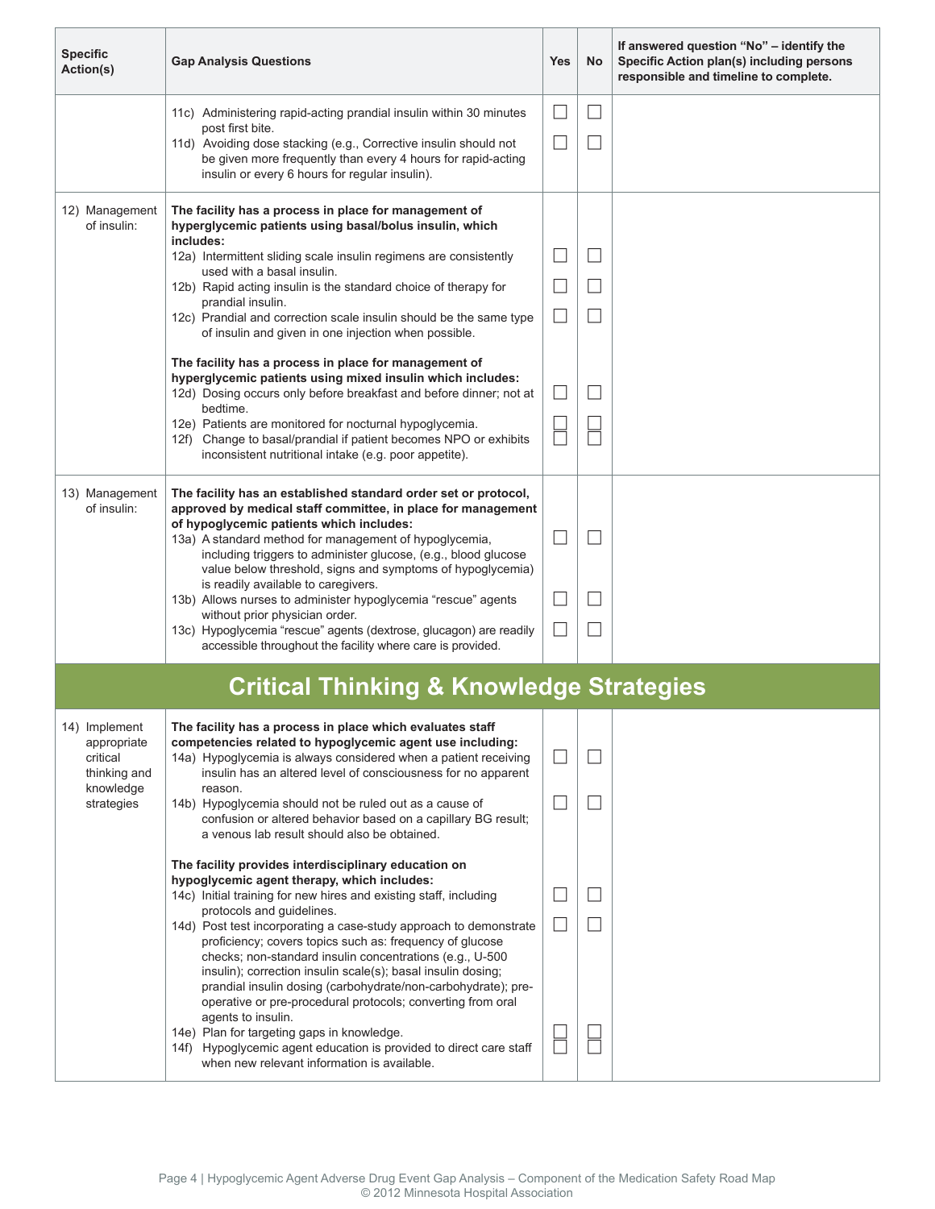| Specific Action(s) | Gap Analysis Questions | Yes | No | If answered question "No" – identify the Specific Action plan(s) including persons responsible and timeline to complete. |
|---|---|---|---|---|
| | 11c) Administering rapid-acting prandial insulin within 30 minutes post first bite.<br>11d) Avoiding dose stacking (e.g., Corrective insulin should not be given more frequently than every 4 hours for rapid-acting insulin or every 6 hours for regular insulin). | ☐<br>☐ | ☐<br>☐ | |
| 12) Management of insulin: | **The facility has a process in place for management of hyperglycemic patients using basal/bolus insulin, which includes:**<br>12a) Intermittent sliding scale insulin regimens are consistently used with a basal insulin.<br>12b) Rapid acting insulin is the standard choice of therapy for prandial insulin.<br>12c) Prandial and correction scale insulin should be the same type of insulin and given in one injection when possible.<br><br>**The facility has a process in place for management of hyperglycemic patients using mixed insulin which includes:**<br>12d) Dosing occurs only before breakfast and before dinner; not at bedtime.<br>12e) Patients are monitored for nocturnal hypoglycemia.<br>12f) Change to basal/prandial if patient becomes NPO or exhibits inconsistent nutritional intake (e.g. poor appetite). | ☐<br>☐<br>☐<br><br>☐<br>☐<br>☐ | ☐<br>☐<br>☐<br><br>☐<br>☐<br>☐ | |
| 13) Management of insulin: | **The facility has an established standard order set or protocol, approved by medical staff committee, in place for management of hypoglycemic patients which includes:**<br>13a) A standard method for management of hypoglycemia, including triggers to administer glucose, (e.g., blood glucose value below threshold, signs and symptoms of hypoglycemia) is readily available to caregivers.<br>13b) Allows nurses to administer hypoglycemia "rescue" agents without prior physician order.<br>13c) Hypoglycemia "rescue" agents (dextrose, glucagon) are readily accessible throughout the facility where care is provided. | ☐<br>☐<br>☐ | ☐<br>☐<br>☐ | |
| **Critical Thinking & Knowledge Strategies** | | | | |
| 14) Implement appropriate critical thinking and knowledge strategies | **The facility has a process in place which evaluates staff competencies related to hypoglycemic agent use including:**<br>14a) Hypoglycemia is always considered when a patient receiving insulin has an altered level of consciousness for no apparent reason.<br>14b) Hypoglycemia should not be ruled out as a cause of confusion or altered behavior based on a capillary BG result; a venous lab result should also be obtained.<br><br>**The facility provides interdisciplinary education on hypoglycemic agent therapy, which includes:**<br>14c) Initial training for new hires and existing staff, including protocols and guidelines.<br>14d) Post test incorporating a case-study approach to demonstrate proficiency; covers topics such as: frequency of glucose checks; non-standard insulin concentrations (e.g., U-500 insulin); correction insulin scale(s); basal insulin dosing; prandial insulin dosing (carbohydrate/non-carbohydrate); pre-operative or pre-procedural protocols; converting from oral agents to insulin.<br>14e) Plan for targeting gaps in knowledge.<br>14f) Hypoglycemic agent education is provided to direct care staff when new relevant information is available. | ☐<br>☐<br><br>☐<br>☐<br>☐<br>☐ | ☐<br>☐<br><br>☐<br>☐<br>☐<br>☐ | |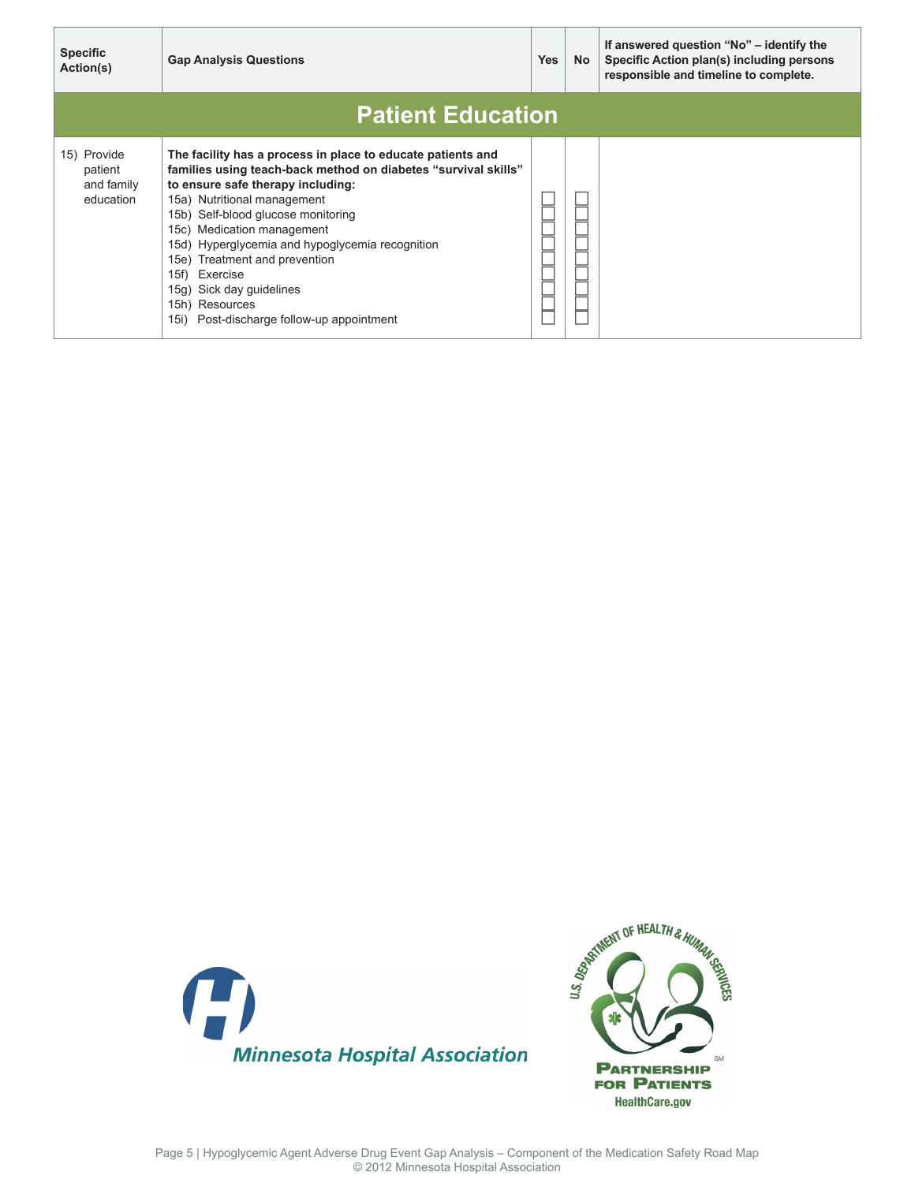| Specific Action(s) | Gap Analysis Questions | Yes | No | If answered question "No" – identify the Specific Action plan(s) including persons responsible and timeline to complete. |
|---|---|---|---|---|
| **Patient Education** | | | | |
| 15) Provide patient and family education | **The facility has a process in place to educate patients and families using teach-back method on diabetes "survival skills" to ensure safe therapy including:**<br>15a) Nutritional management<br>15b) Self-blood glucose monitoring<br>15c) Medication management<br>15d) Hyperglycemia and hypoglycemia recognition<br>15e) Treatment and prevention<br>15f) Exercise<br>15g) Sick day guidelines<br>15h) Resources<br>15i) Post-discharge follow-up appointment | ☐<br>☐<br>☐<br>☐<br>☐<br>☐<br>☐<br>☐<br>☐ | ☐<br>☐<br>☐<br>☐<br>☐<br>☐<br>☐<br>☐<br>☐ | |

Minnesota Hospital Association

U.S. Department of Health & Human Services

Partnership for Patients℠

HealthCare.gov

Page 5 | Hypoglycemic Agent Adverse Drug Event Gap Analysis – Component of the Medication Safety Road Map
© 2012 Minnesota Hospital Association